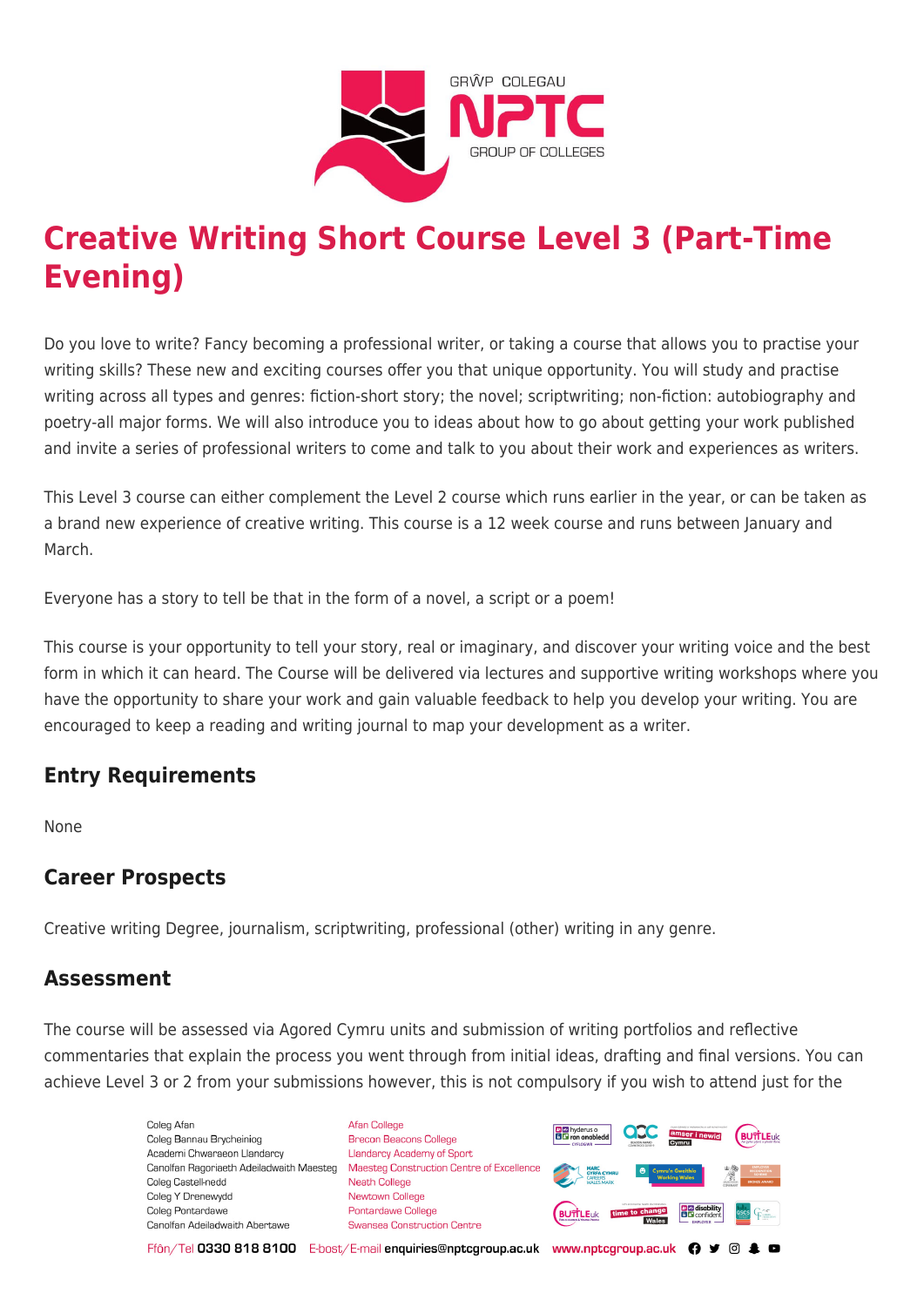# Creative Writing Short Course Level 3 (Part-Time Evening)

Do you love to write? Fancy becoming a professional writer, or taking a course that allows you to practise your writing skills? These new and exciting courses offer you that unique opportunity. You will study and practise writing across all types and genres: fiction-short story; the novel; scriptwriting; non-fiction: autobiography and poetry-all major forms. We will also introduce you to ideas about how to go about getting your work published and invite a series of professional writers to come and talk to you about their work and experiences as writers.

This Level 3 course can either complement the Level 2 course which runs earlier in the year, or can be taken as a brand new experience of creative writing. This course is a 12 week course and runs between January and March.

Everyone has a story to tell be that in the form of a novel, a script or a poem!

This course is your opportunity to tell your story, real or imaginary, and discover your writing voice and the best form in which it can heard. The Course will be delivered via lectures and supportive writing workshops where you have the opportunity to share your work and gain valuable feedback to help you develop your writing. You are encouraged to keep a reading and writing journal to map your development as a writer.

## Entry Requirements

None

## Career Prospects

Creative writing Degree, journalism, scriptwriting, professional (other) writing in any genre.

## Assessment

The course will be assessed via Agored Cymru units and submission of writing portfolios and reflective commentaries that explain the process you went through from initial ideas, drafting and final versions. You can achieve Level 3 or 2 from your submissions however, this is not compulsory if you wish to attend just for the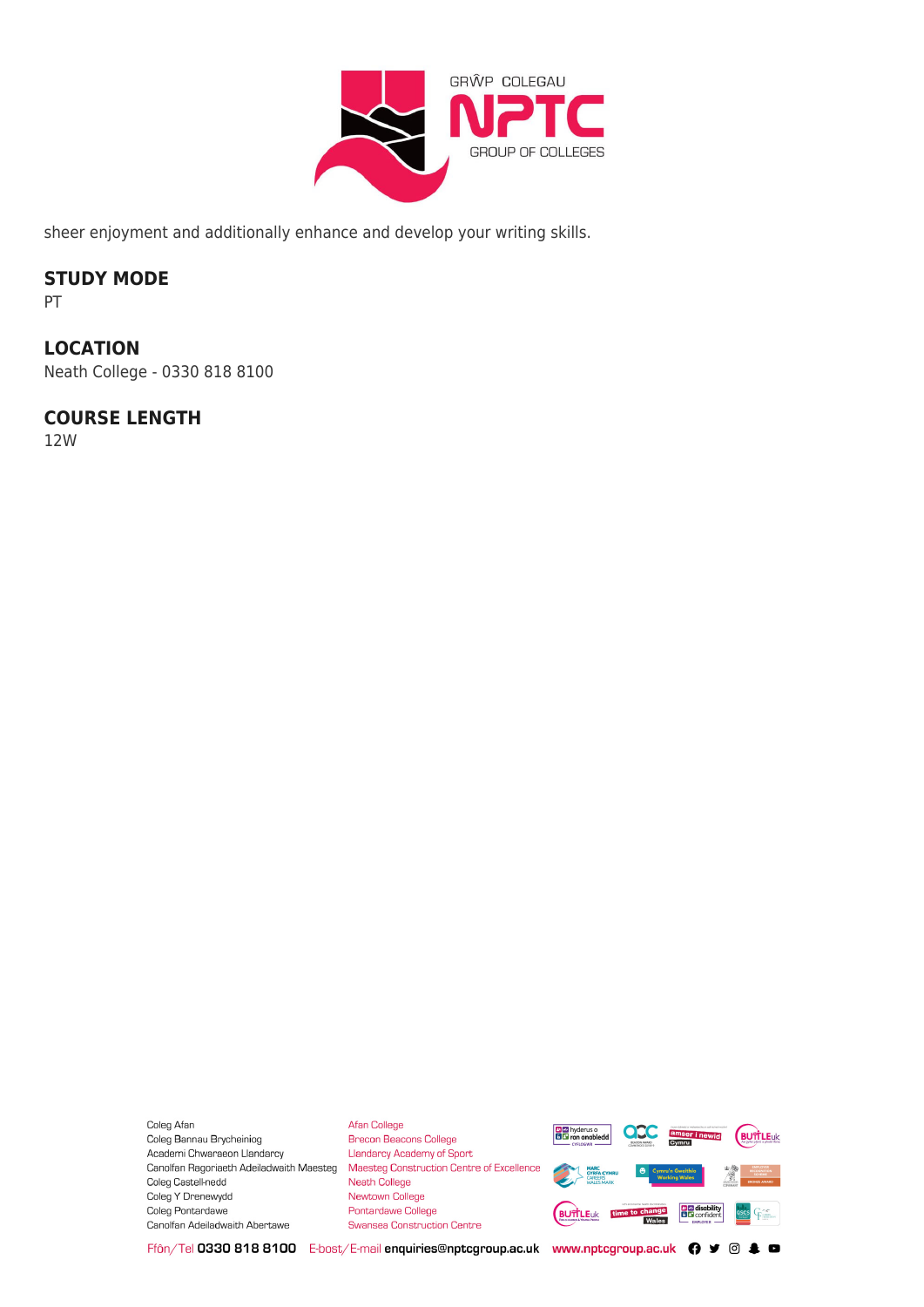sheer enjoyment and additionally enhance and develop your writing skills.

## STUDY MODE

PT

## LOCATION

Neath College - 0330 818 8100

## COURSE LENGTH

12W